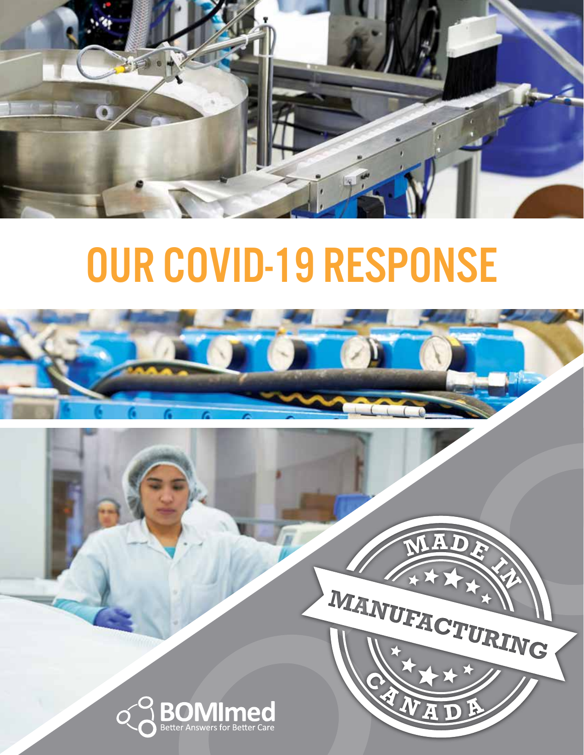# OUR COVID-19 RESPONSE

MADE IN
MANUFACTURING
CANADA

BOMImed
Better Answers for Better Care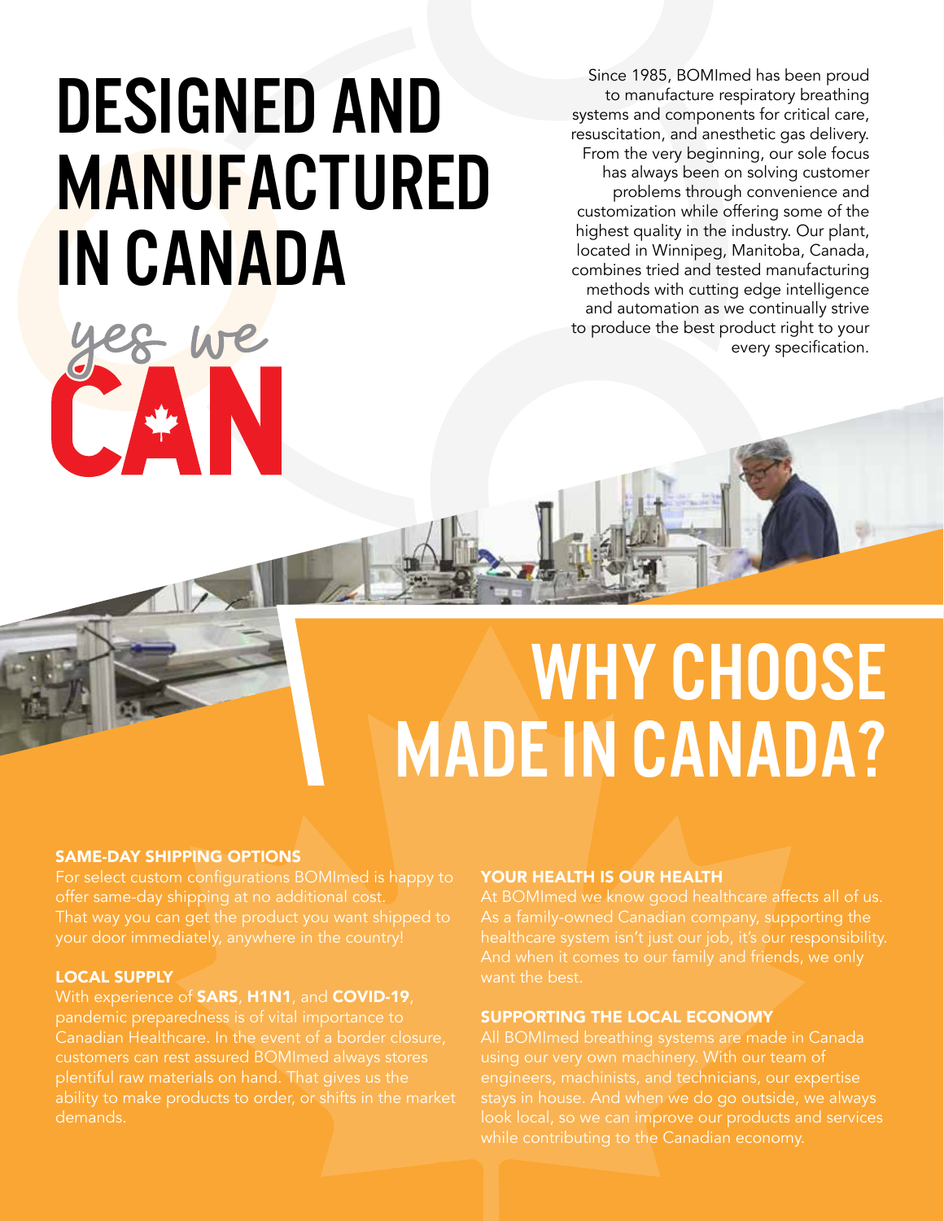# DESIGNED AND MANUFACTURED IN CANADA

yes we CAN

Since 1985, BOMImed has been proud to manufacture respiratory breathing systems and components for critical care, resuscitation, and anesthetic gas delivery. From the very beginning, our sole focus has always been on solving customer problems through convenience and customization while offering some of the highest quality in the industry. Our plant, located in Winnipeg, Manitoba, Canada, combines tried and tested manufacturing methods with cutting edge intelligence and automation as we continually strive to produce the best product right to your every specification.

# WHY CHOOSE MADE IN CANADA?

### SAME-DAY SHIPPING OPTIONS

For select custom configurations BOMImed is happy to offer same-day shipping at no additional cost. That way you can get the product you want shipped to your door immediately, anywhere in the country!

### LOCAL SUPPLY

With experience of **SARS**, **H1N1**, and **COVID-19**, pandemic preparedness is of vital importance to Canadian Healthcare. In the event of a border closure, customers can rest assured BOMImed always stores plentiful raw materials on hand. That gives us the ability to make products to order, or shifts in the market demands.

### YOUR HEALTH IS OUR HEALTH

At BOMImed we know good healthcare affects all of us. As a family-owned Canadian company, supporting the healthcare system isn't just our job, it's our responsibility. And when it comes to our family and friends, we only want the best.

### SUPPORTING THE LOCAL ECONOMY

All BOMImed breathing systems are made in Canada using our very own machinery. With our team of engineers, machinists, and technicians, our expertise stays in house. And when we do go outside, we always look local, so we can improve our products and services while contributing to the Canadian economy.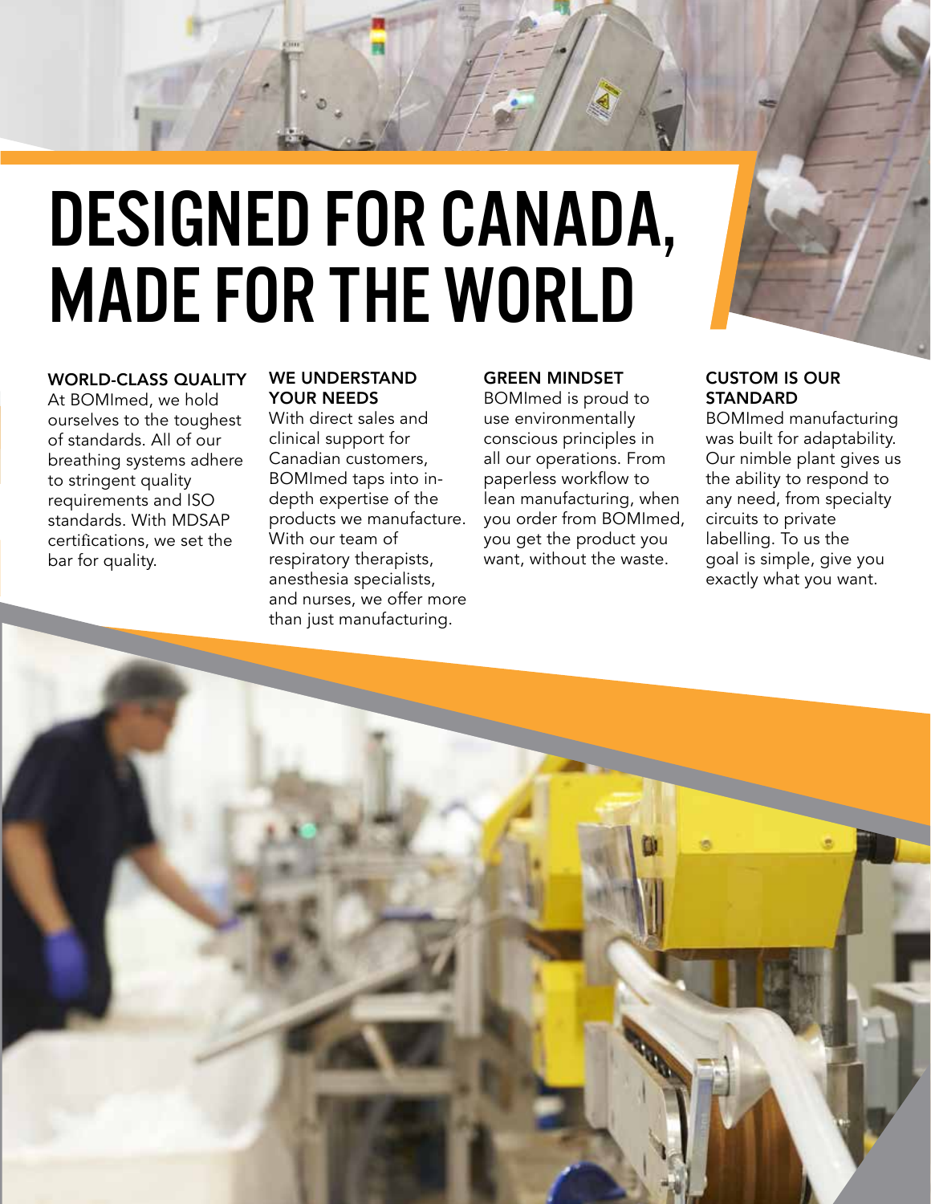# DESIGNED FOR CANADA, MADE FOR THE WORLD

## WORLD-CLASS QUALITY

At BOMImed, we hold ourselves to the toughest of standards. All of our breathing systems adhere to stringent quality requirements and ISO standards. With MDSAP certifications, we set the bar for quality.

## WE UNDERSTAND YOUR NEEDS

With direct sales and clinical support for Canadian customers, BOMImed taps into in-depth expertise of the products we manufacture. With our team of respiratory therapists, anesthesia specialists, and nurses, we offer more than just manufacturing.

## GREEN MINDSET

BOMImed is proud to use environmentally conscious principles in all our operations. From paperless workflow to lean manufacturing, when you order from BOMImed, you get the product you want, without the waste.

## CUSTOM IS OUR STANDARD

BOMImed manufacturing was built for adaptability. Our nimble plant gives us the ability to respond to any need, from specialty circuits to private labelling. To us the goal is simple, give you exactly what you want.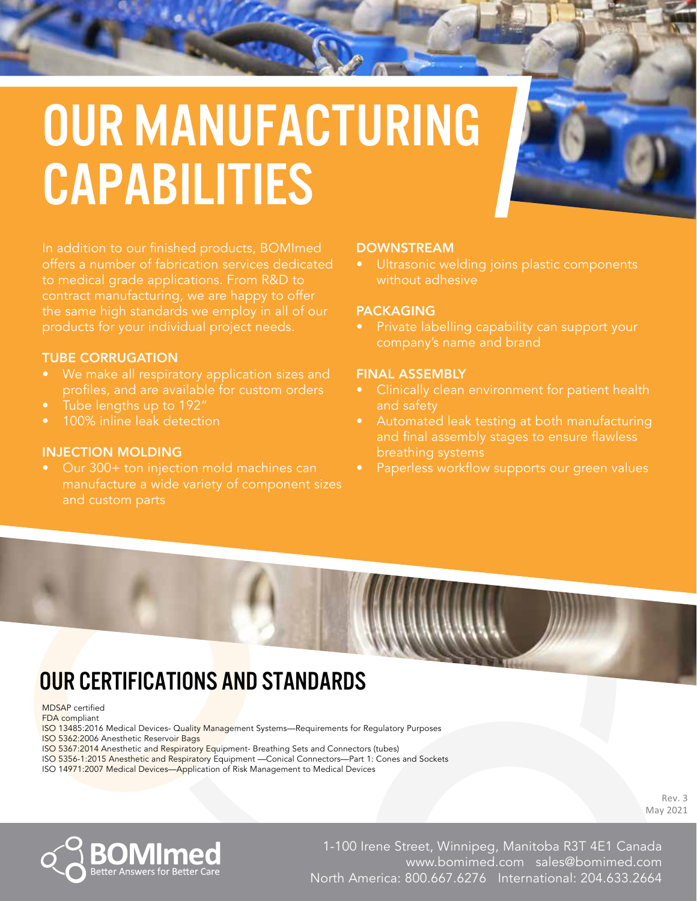# OUR MANUFACTURING CAPABILITIES

In addition to our finished products, BOMImed offers a number of fabrication services dedicated to medical grade applications. From R&D to contract manufacturing, we are happy to offer the same high standards we employ in all of our products for your individual project needs.

### TUBE CORRUGATION

- We make all respiratory application sizes and profiles, and are available for custom orders
- Tube lengths up to 192"
- 100% inline leak detection

### INJECTION MOLDING

- Our 300+ ton injection mold machines can manufacture a wide variety of component sizes and custom parts

### DOWNSTREAM

- Ultrasonic welding joins plastic components without adhesive

### PACKAGING

- Private labelling capability can support your company's name and brand

### FINAL ASSEMBLY

- Clinically clean environment for patient health and safety
- Automated leak testing at both manufacturing and final assembly stages to ensure flawless breathing systems
- Paperless workflow supports our green values

## OUR CERTIFICATIONS AND STANDARDS

MDSAP certified
FDA compliant
ISO 13485:2016 Medical Devices- Quality Management Systems—Requirements for Regulatory Purposes
ISO 5362:2006 Anesthetic Reservoir Bags
ISO 5367:2014 Anesthetic and Respiratory Equipment- Breathing Sets and Connectors (tubes)
ISO 5356-1:2015 Anesthetic and Respiratory Equipment —Conical Connectors—Part 1: Cones and Sockets
ISO 14971:2007 Medical Devices—Application of Risk Management to Medical Devices

Rev. 3
May 2021

BOMImed
Better Answers for Better Care

1-100 Irene Street, Winnipeg, Manitoba R3T 4E1 Canada
www.bomimed.com sales@bomimed.com
North America: 800.667.6276 International: 204.633.2664